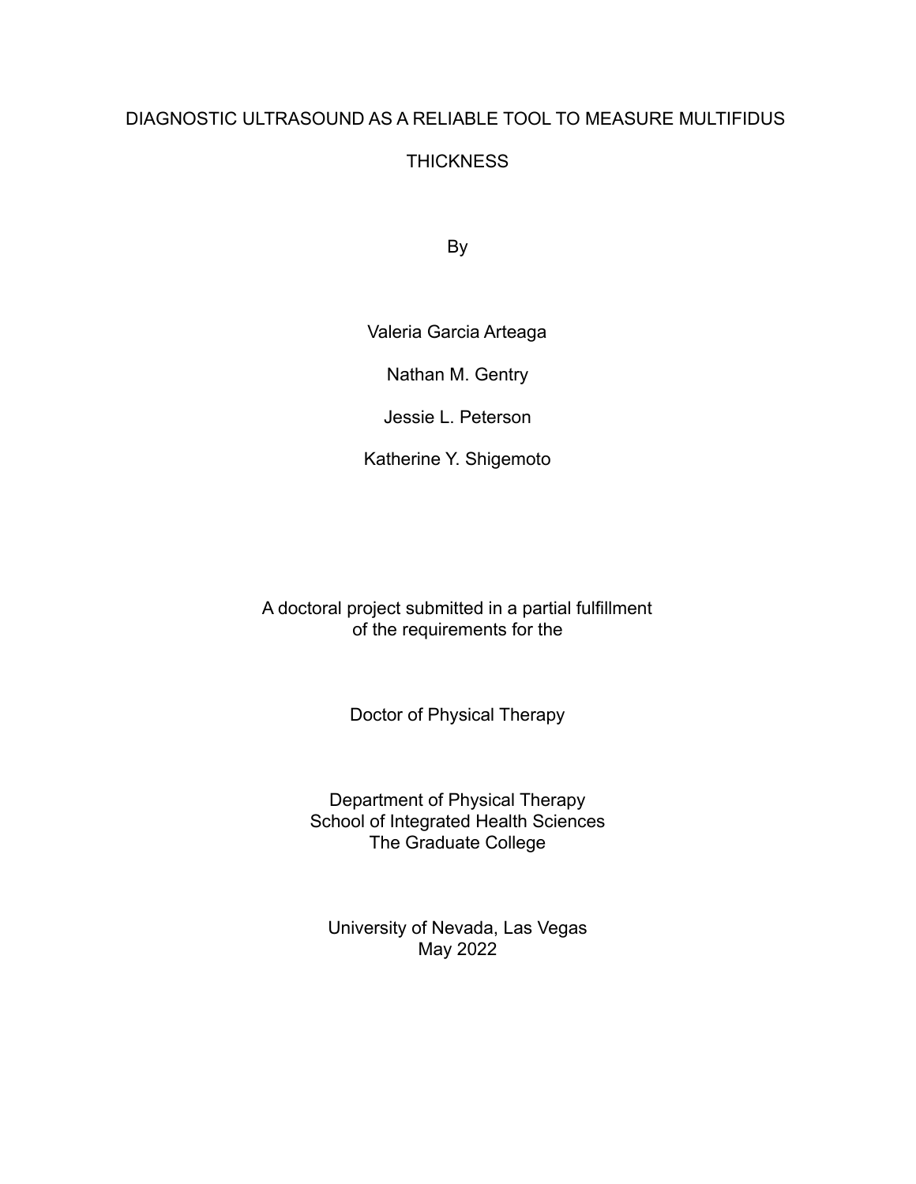# DIAGNOSTIC ULTRASOUND AS A RELIABLE TOOL TO MEASURE MULTIFIDUS THICKNESS

By

Valeria Garcia Arteaga

Nathan M. Gentry

Jessie L. Peterson

Katherine Y. Shigemoto

A doctoral project submitted in a partial fulfillment
of the requirements for the

Doctor of Physical Therapy

Department of Physical Therapy
School of Integrated Health Sciences
The Graduate College

University of Nevada, Las Vegas
May 2022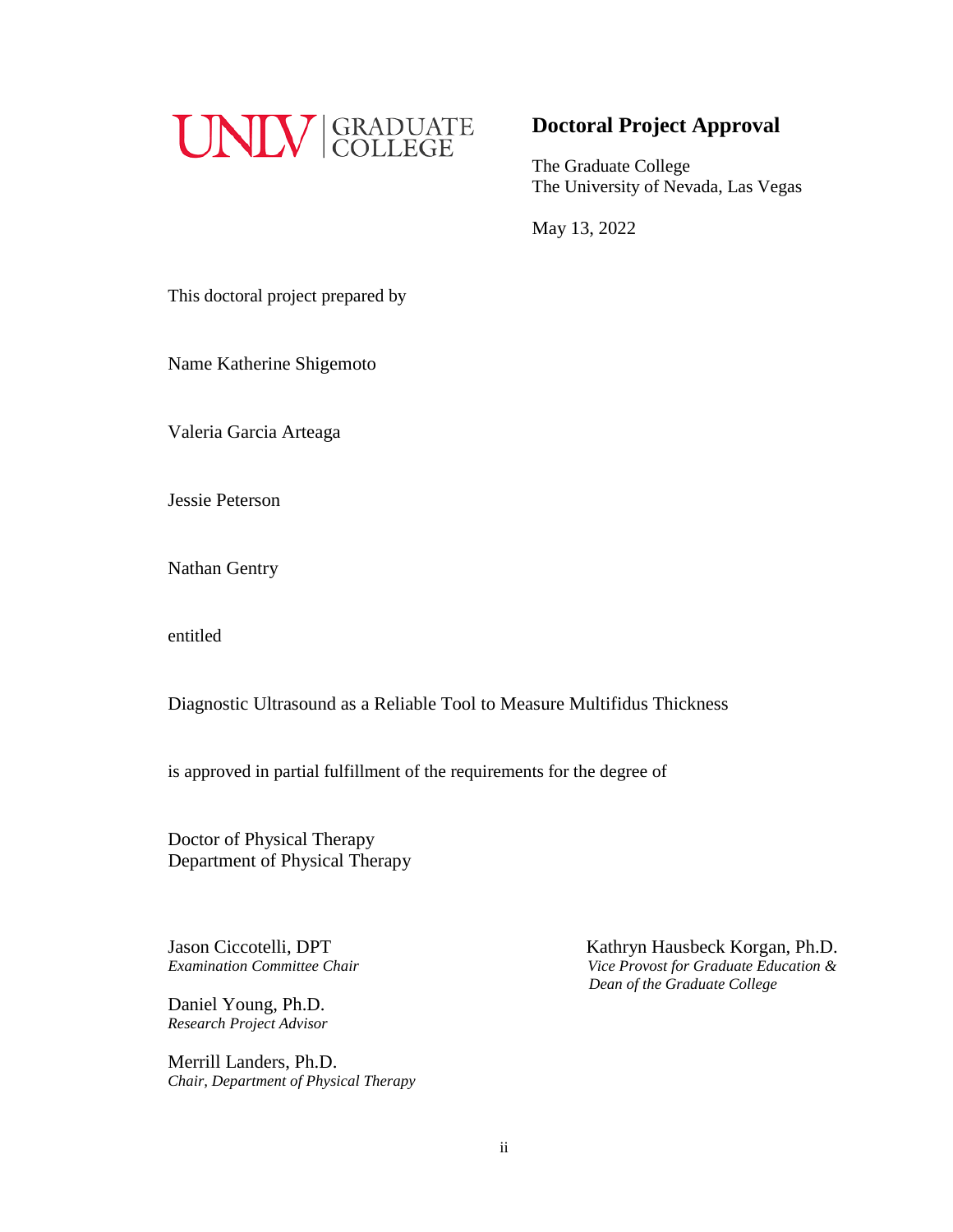UNLV | GRADUATE COLLEGE

## Doctoral Project Approval

The Graduate College
The University of Nevada, Las Vegas

May 13, 2022

This doctoral project prepared by

Name Katherine Shigemoto

Valeria Garcia Arteaga

Jessie Peterson

Nathan Gentry

entitled

Diagnostic Ultrasound as a Reliable Tool to Measure Multifidus Thickness

is approved in partial fulfillment of the requirements for the degree of

Doctor of Physical Therapy
Department of Physical Therapy

Jason Ciccotelli, DPT
*Examination Committee Chair*

Daniel Young, Ph.D.
*Research Project Advisor*

Merrill Landers, Ph.D.
*Chair, Department of Physical Therapy*

Kathryn Hausbeck Korgan, Ph.D.
*Vice Provost for Graduate Education & Dean of the Graduate College*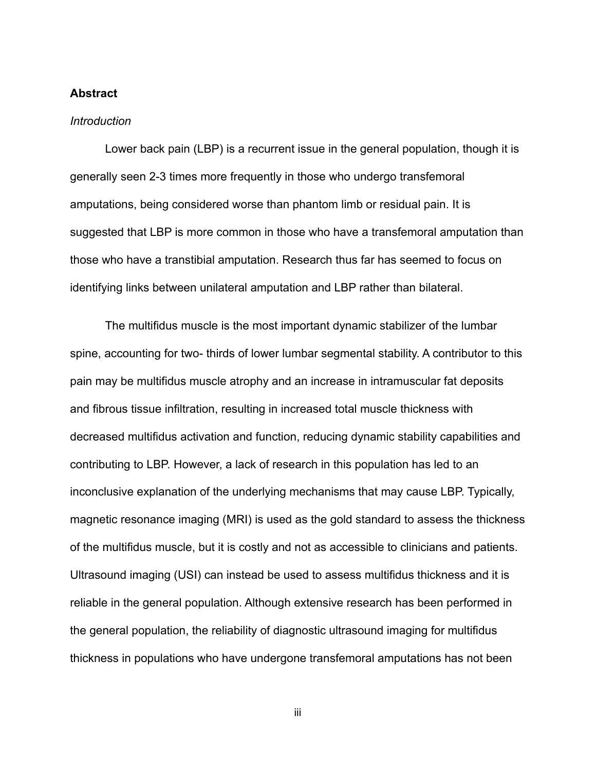**Abstract**

*Introduction*

Lower back pain (LBP) is a recurrent issue in the general population, though it is generally seen 2-3 times more frequently in those who undergo transfemoral amputations, being considered worse than phantom limb or residual pain. It is suggested that LBP is more common in those who have a transfemoral amputation than those who have a transtibial amputation. Research thus far has seemed to focus on identifying links between unilateral amputation and LBP rather than bilateral.

The multifidus muscle is the most important dynamic stabilizer of the lumbar spine, accounting for two- thirds of lower lumbar segmental stability. A contributor to this pain may be multifidus muscle atrophy and an increase in intramuscular fat deposits and fibrous tissue infiltration, resulting in increased total muscle thickness with decreased multifidus activation and function, reducing dynamic stability capabilities and contributing to LBP. However, a lack of research in this population has led to an inconclusive explanation of the underlying mechanisms that may cause LBP. Typically, magnetic resonance imaging (MRI) is used as the gold standard to assess the thickness of the multifidus muscle, but it is costly and not as accessible to clinicians and patients. Ultrasound imaging (USI) can instead be used to assess multifidus thickness and it is reliable in the general population. Although extensive research has been performed in the general population, the reliability of diagnostic ultrasound imaging for multifidus thickness in populations who have undergone transfemoral amputations has not been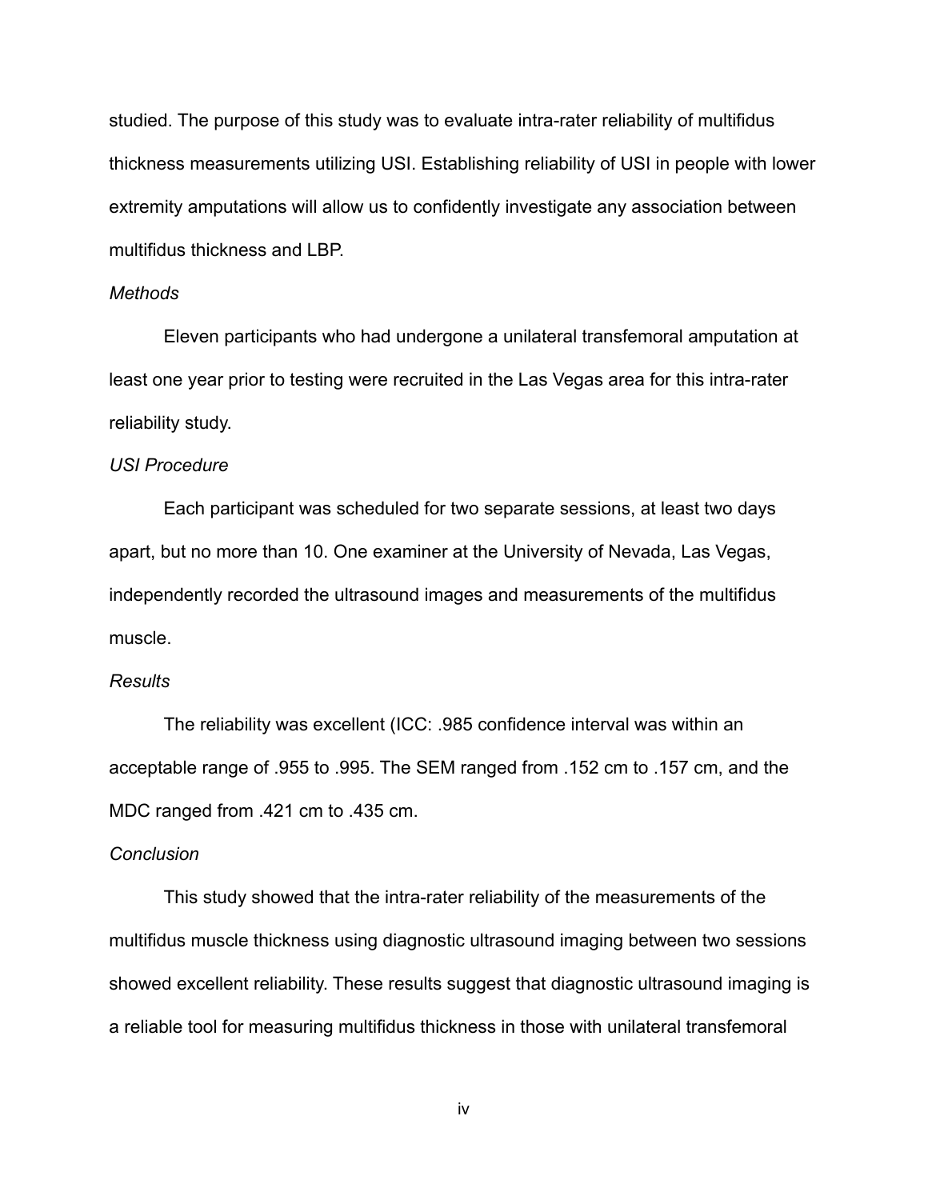studied. The purpose of this study was to evaluate intra-rater reliability of multifidus thickness measurements utilizing USI. Establishing reliability of USI in people with lower extremity amputations will allow us to confidently investigate any association between multifidus thickness and LBP.

*Methods*

Eleven participants who had undergone a unilateral transfemoral amputation at least one year prior to testing were recruited in the Las Vegas area for this intra-rater reliability study.

*USI Procedure*

Each participant was scheduled for two separate sessions, at least two days apart, but no more than 10. One examiner at the University of Nevada, Las Vegas, independently recorded the ultrasound images and measurements of the multifidus muscle.

*Results*

The reliability was excellent (ICC: .985 confidence interval was within an acceptable range of .955 to .995. The SEM ranged from .152 cm to .157 cm, and the MDC ranged from .421 cm to .435 cm.

*Conclusion*

This study showed that the intra-rater reliability of the measurements of the multifidus muscle thickness using diagnostic ultrasound imaging between two sessions showed excellent reliability. These results suggest that diagnostic ultrasound imaging is a reliable tool for measuring multifidus thickness in those with unilateral transfemoral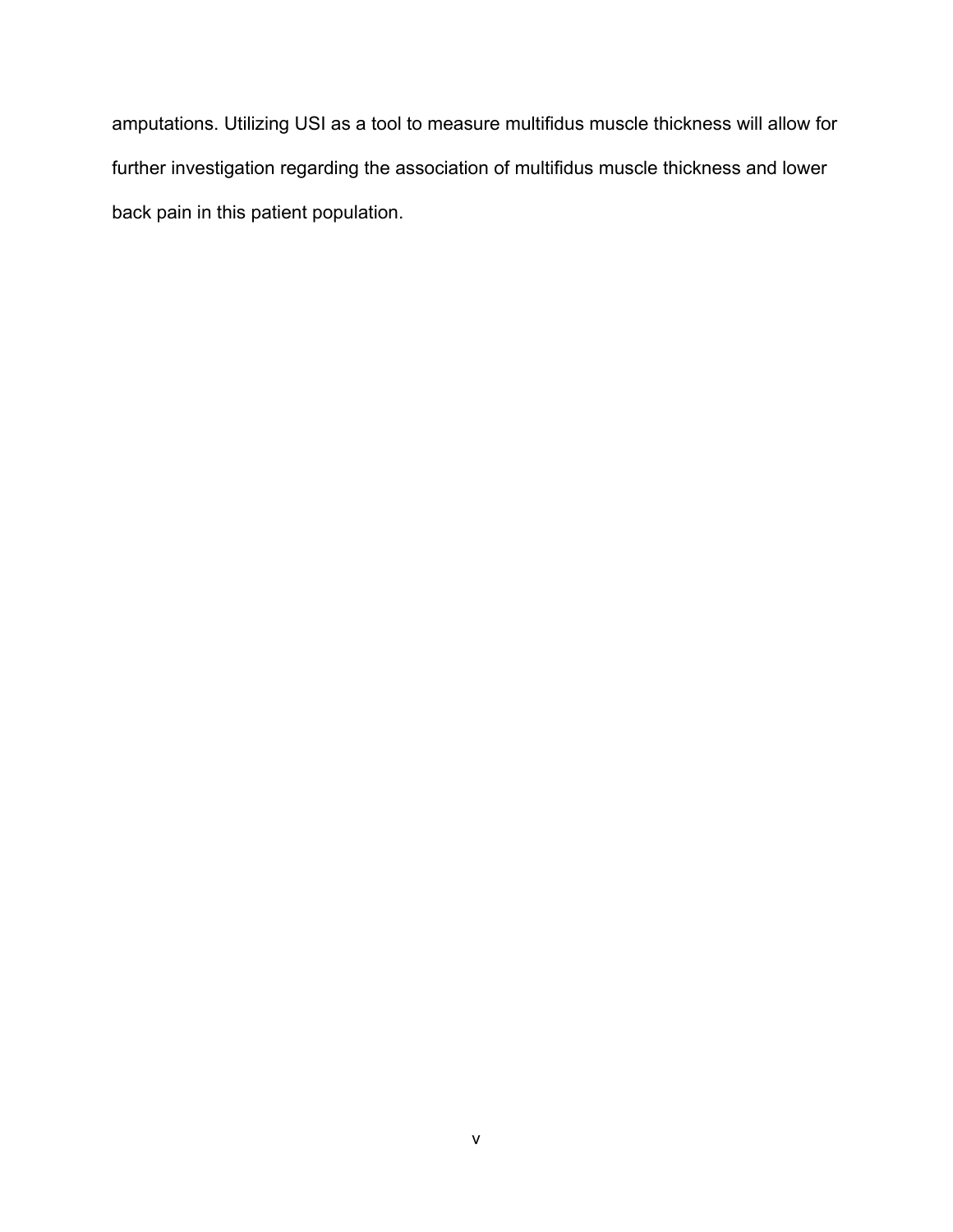amputations. Utilizing USI as a tool to measure multifidus muscle thickness will allow for further investigation regarding the association of multifidus muscle thickness and lower back pain in this patient population.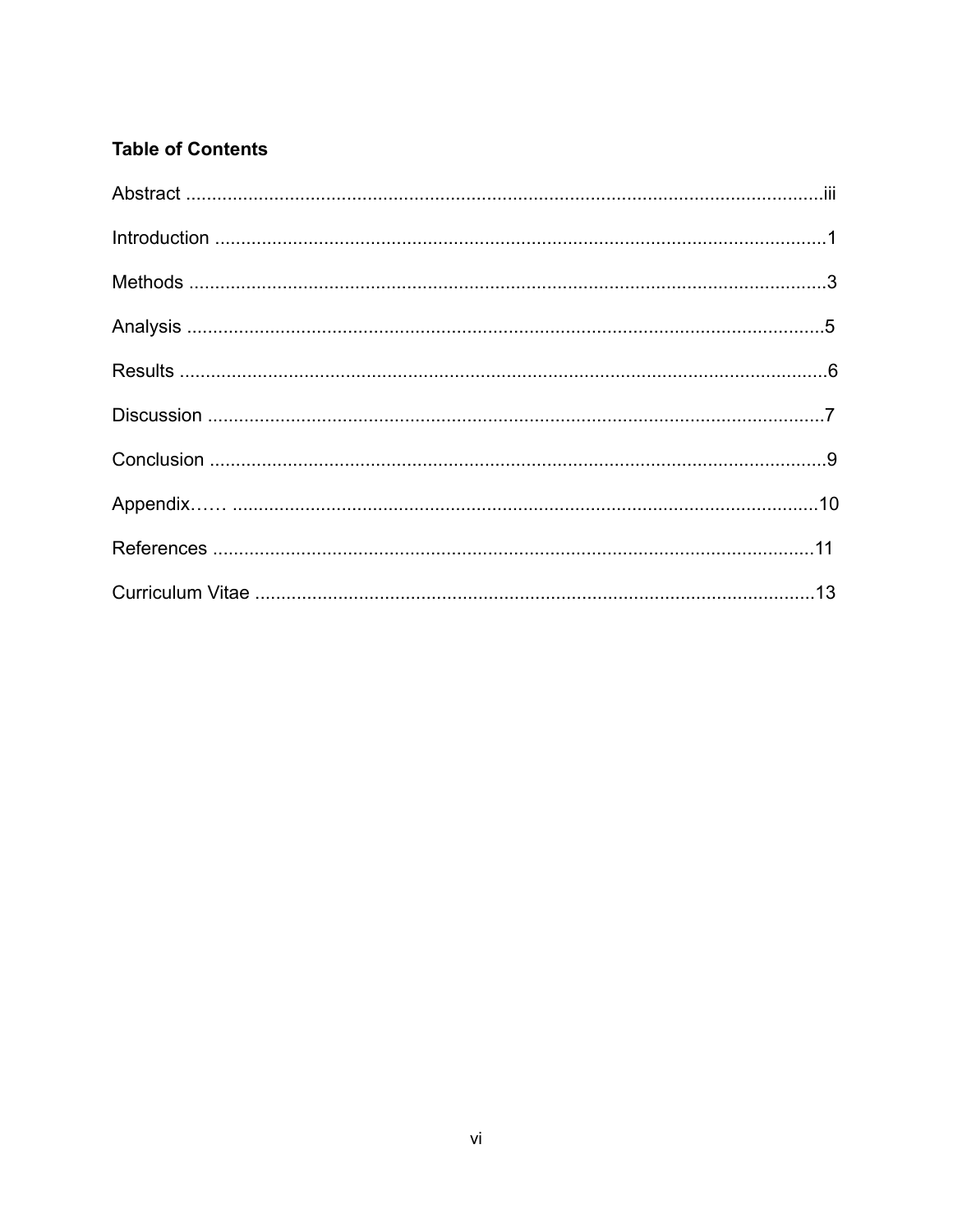## Table of Contents

Abstract ..........................................................................................................................iii

Introduction ......................................................................................................................1

Methods ...........................................................................................................................3

Analysis ...........................................................................................................................5

Results .............................................................................................................................6

Discussion .......................................................................................................................7

Conclusion .......................................................................................................................9

Appendix…… ................................................................................................................10

References ....................................................................................................................11

Curriculum Vitae ............................................................................................................13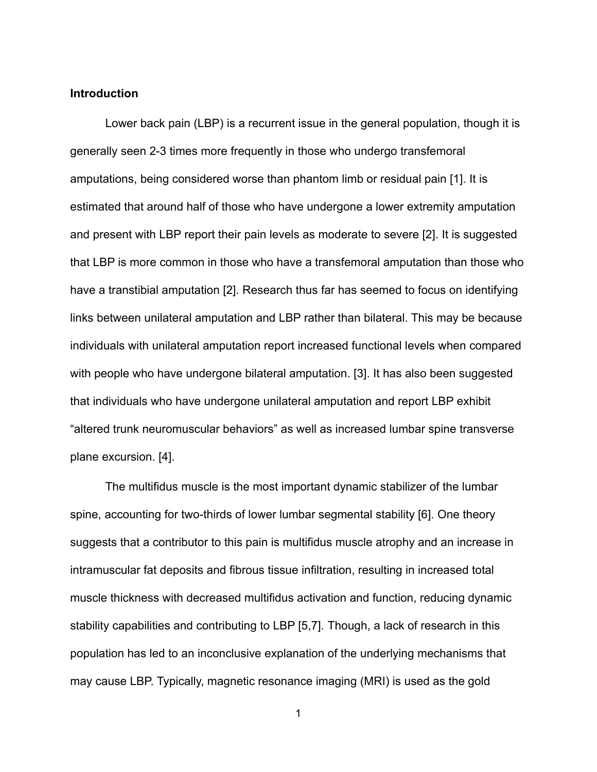**Introduction**

Lower back pain (LBP) is a recurrent issue in the general population, though it is generally seen 2-3 times more frequently in those who undergo transfemoral amputations, being considered worse than phantom limb or residual pain [1]. It is estimated that around half of those who have undergone a lower extremity amputation and present with LBP report their pain levels as moderate to severe [2]. It is suggested that LBP is more common in those who have a transfemoral amputation than those who have a transtibial amputation [2]. Research thus far has seemed to focus on identifying links between unilateral amputation and LBP rather than bilateral. This may be because individuals with unilateral amputation report increased functional levels when compared with people who have undergone bilateral amputation. [3]. It has also been suggested that individuals who have undergone unilateral amputation and report LBP exhibit "altered trunk neuromuscular behaviors" as well as increased lumbar spine transverse plane excursion. [4].

The multifidus muscle is the most important dynamic stabilizer of the lumbar spine, accounting for two-thirds of lower lumbar segmental stability [6]. One theory suggests that a contributor to this pain is multifidus muscle atrophy and an increase in intramuscular fat deposits and fibrous tissue infiltration, resulting in increased total muscle thickness with decreased multifidus activation and function, reducing dynamic stability capabilities and contributing to LBP [5,7]. Though, a lack of research in this population has led to an inconclusive explanation of the underlying mechanisms that may cause LBP. Typically, magnetic resonance imaging (MRI) is used as the gold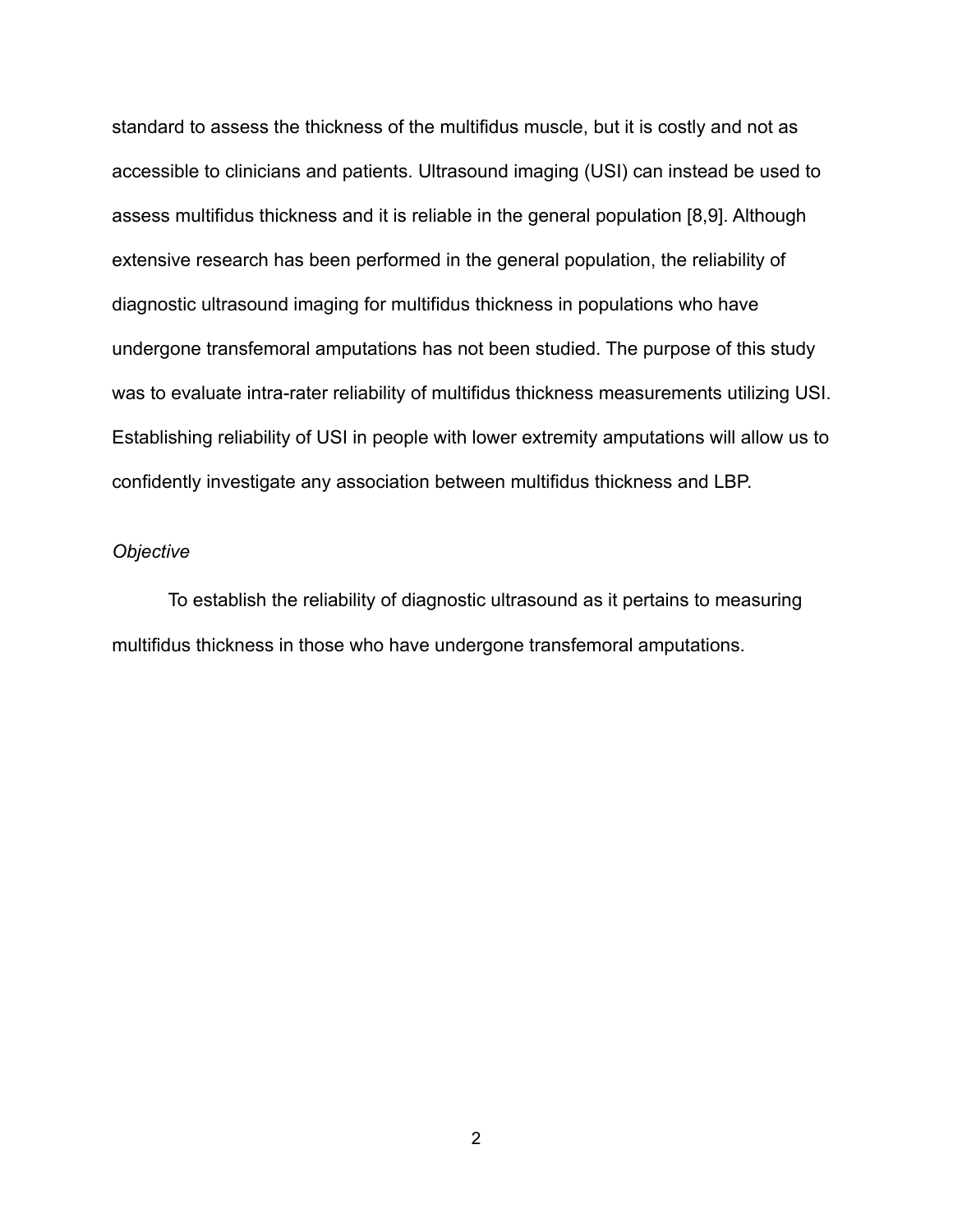standard to assess the thickness of the multifidus muscle, but it is costly and not as accessible to clinicians and patients. Ultrasound imaging (USI) can instead be used to assess multifidus thickness and it is reliable in the general population [8,9]. Although extensive research has been performed in the general population, the reliability of diagnostic ultrasound imaging for multifidus thickness in populations who have undergone transfemoral amputations has not been studied. The purpose of this study was to evaluate intra-rater reliability of multifidus thickness measurements utilizing USI. Establishing reliability of USI in people with lower extremity amputations will allow us to confidently investigate any association between multifidus thickness and LBP.

*Objective*

To establish the reliability of diagnostic ultrasound as it pertains to measuring multifidus thickness in those who have undergone transfemoral amputations.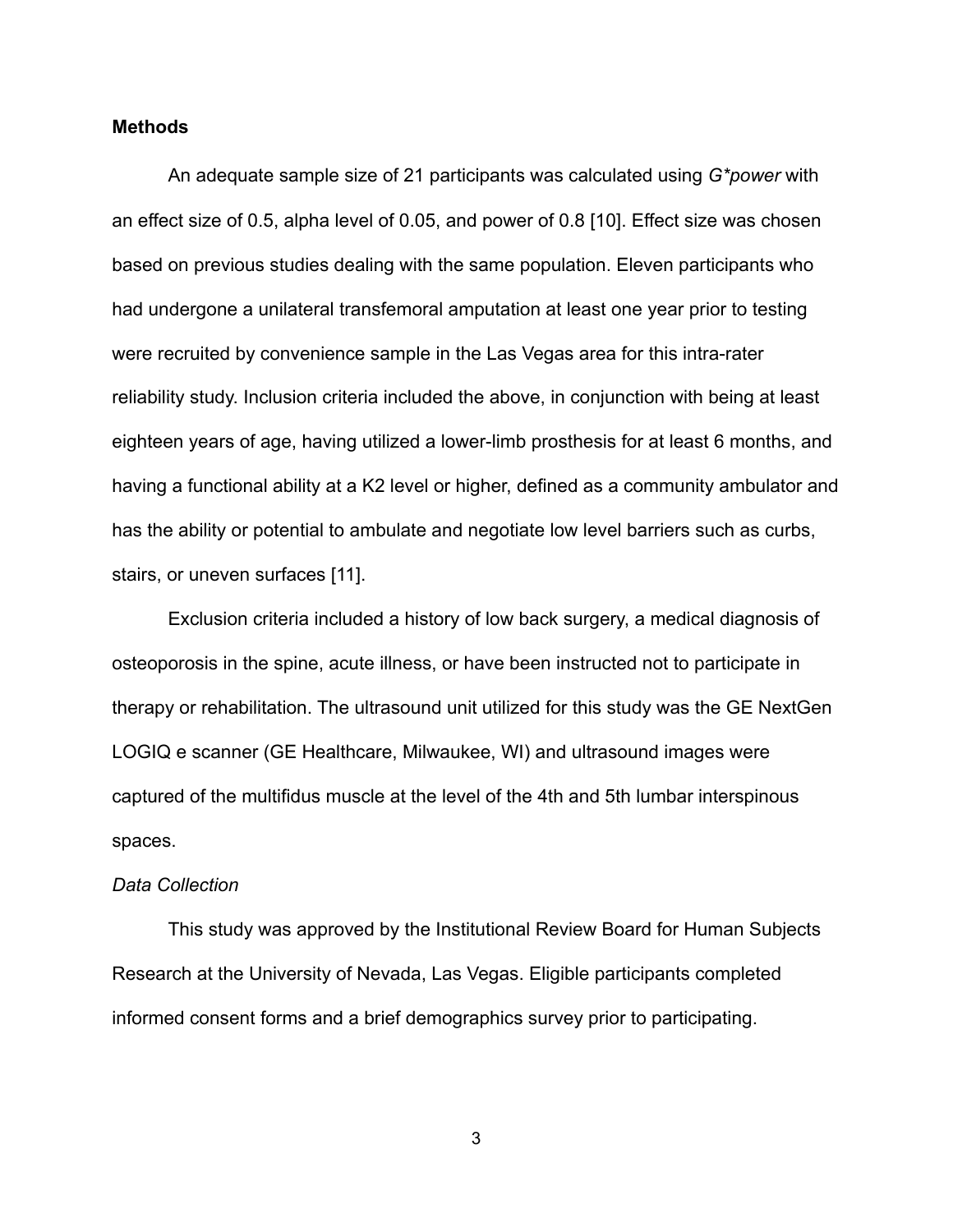## Methods

An adequate sample size of 21 participants was calculated using *G*power* with an effect size of 0.5, alpha level of 0.05, and power of 0.8 [10]. Effect size was chosen based on previous studies dealing with the same population. Eleven participants who had undergone a unilateral transfemoral amputation at least one year prior to testing were recruited by convenience sample in the Las Vegas area for this intra-rater reliability study. Inclusion criteria included the above, in conjunction with being at least eighteen years of age, having utilized a lower-limb prosthesis for at least 6 months, and having a functional ability at a K2 level or higher, defined as a community ambulator and has the ability or potential to ambulate and negotiate low level barriers such as curbs, stairs, or uneven surfaces [11].

Exclusion criteria included a history of low back surgery, a medical diagnosis of osteoporosis in the spine, acute illness, or have been instructed not to participate in therapy or rehabilitation. The ultrasound unit utilized for this study was the GE NextGen LOGIQ e scanner (GE Healthcare, Milwaukee, WI) and ultrasound images were captured of the multifidus muscle at the level of the 4th and 5th lumbar interspinous spaces.

### *Data Collection*

This study was approved by the Institutional Review Board for Human Subjects Research at the University of Nevada, Las Vegas. Eligible participants completed informed consent forms and a brief demographics survey prior to participating.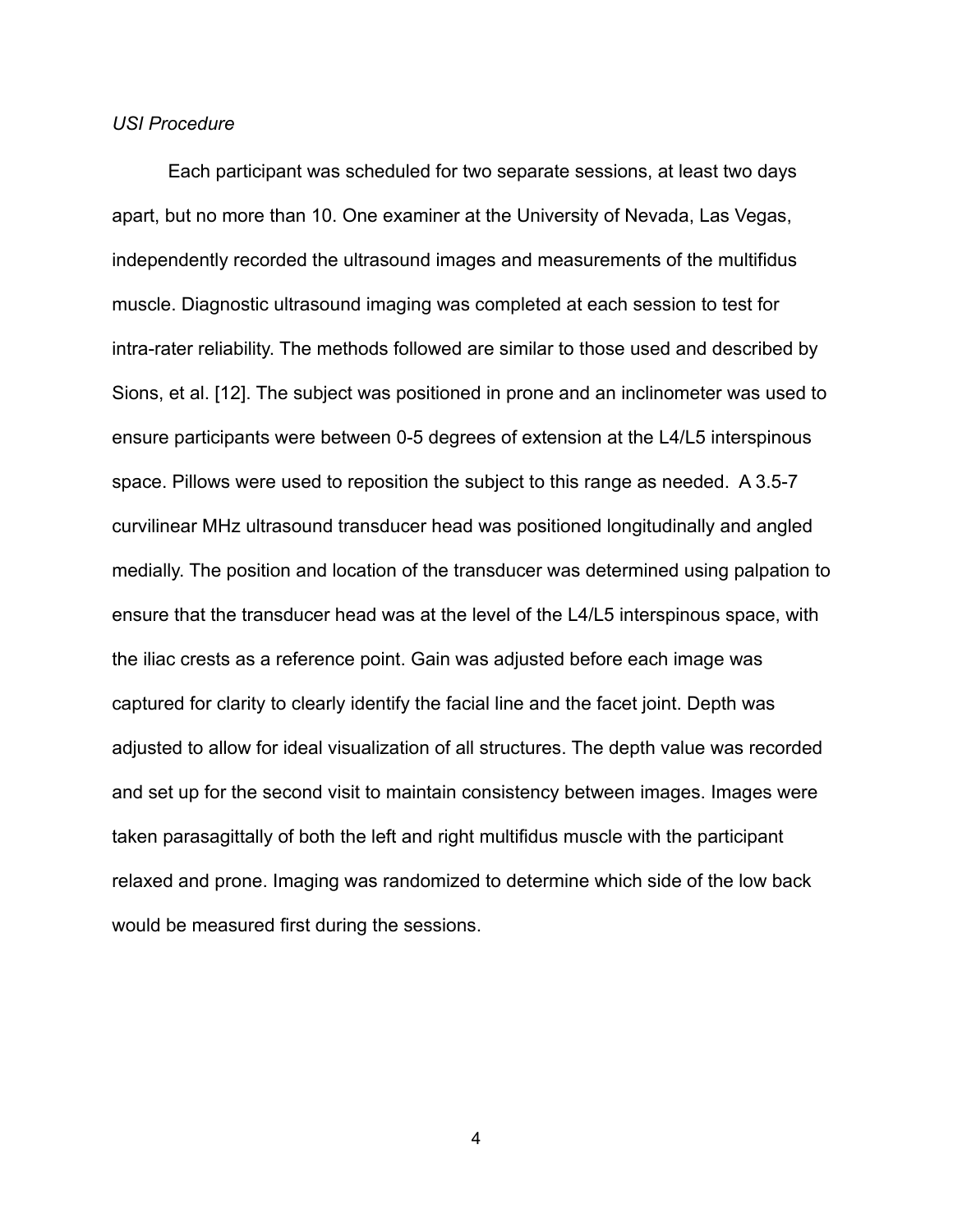*USI Procedure*

Each participant was scheduled for two separate sessions, at least two days apart, but no more than 10. One examiner at the University of Nevada, Las Vegas, independently recorded the ultrasound images and measurements of the multifidus muscle. Diagnostic ultrasound imaging was completed at each session to test for intra-rater reliability. The methods followed are similar to those used and described by Sions, et al. [12]. The subject was positioned in prone and an inclinometer was used to ensure participants were between 0-5 degrees of extension at the L4/L5 interspinous space. Pillows were used to reposition the subject to this range as needed. A 3.5-7 curvilinear MHz ultrasound transducer head was positioned longitudinally and angled medially. The position and location of the transducer was determined using palpation to ensure that the transducer head was at the level of the L4/L5 interspinous space, with the iliac crests as a reference point. Gain was adjusted before each image was captured for clarity to clearly identify the facial line and the facet joint. Depth was adjusted to allow for ideal visualization of all structures. The depth value was recorded and set up for the second visit to maintain consistency between images. Images were taken parasagittally of both the left and right multifidus muscle with the participant relaxed and prone. Imaging was randomized to determine which side of the low back would be measured first during the sessions.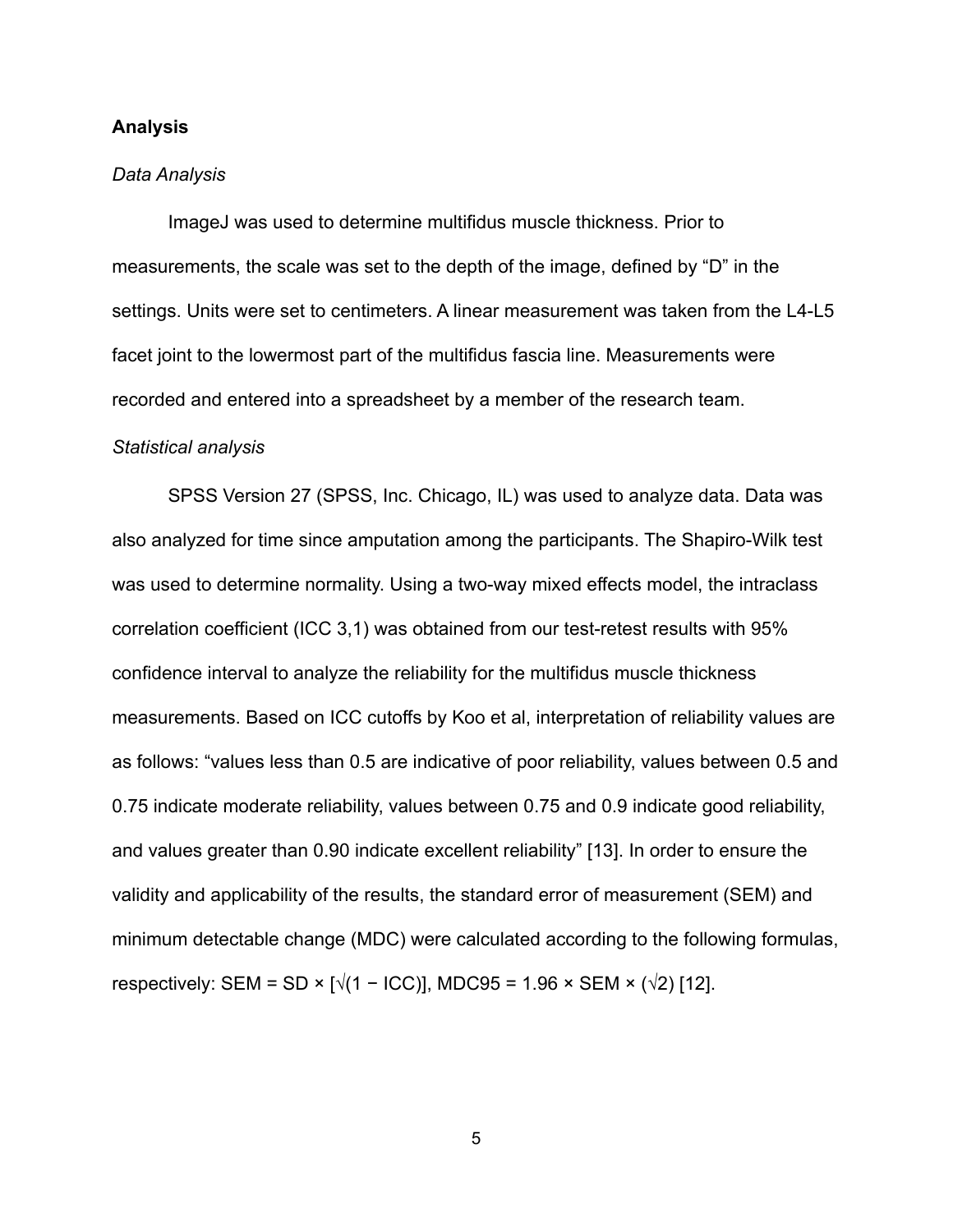## Analysis

### *Data Analysis*

ImageJ was used to determine multifidus muscle thickness. Prior to measurements, the scale was set to the depth of the image, defined by “D” in the settings. Units were set to centimeters. A linear measurement was taken from the L4-L5 facet joint to the lowermost part of the multifidus fascia line. Measurements were recorded and entered into a spreadsheet by a member of the research team.

### *Statistical analysis*

SPSS Version 27 (SPSS, Inc. Chicago, IL) was used to analyze data. Data was also analyzed for time since amputation among the participants. The Shapiro-Wilk test was used to determine normality. Using a two-way mixed effects model, the intraclass correlation coefficient (ICC 3,1) was obtained from our test-retest results with 95% confidence interval to analyze the reliability for the multifidus muscle thickness measurements. Based on ICC cutoffs by Koo et al, interpretation of reliability values are as follows: “values less than 0.5 are indicative of poor reliability, values between 0.5 and 0.75 indicate moderate reliability, values between 0.75 and 0.9 indicate good reliability, and values greater than 0.90 indicate excellent reliability” [13]. In order to ensure the validity and applicability of the results, the standard error of measurement (SEM) and minimum detectable change (MDC) were calculated according to the following formulas, respectively: $SEM = SD \times [\sqrt{(1 - ICC)}]$, $MDC95 = 1.96 \times SEM \times (\sqrt{2})$ [12].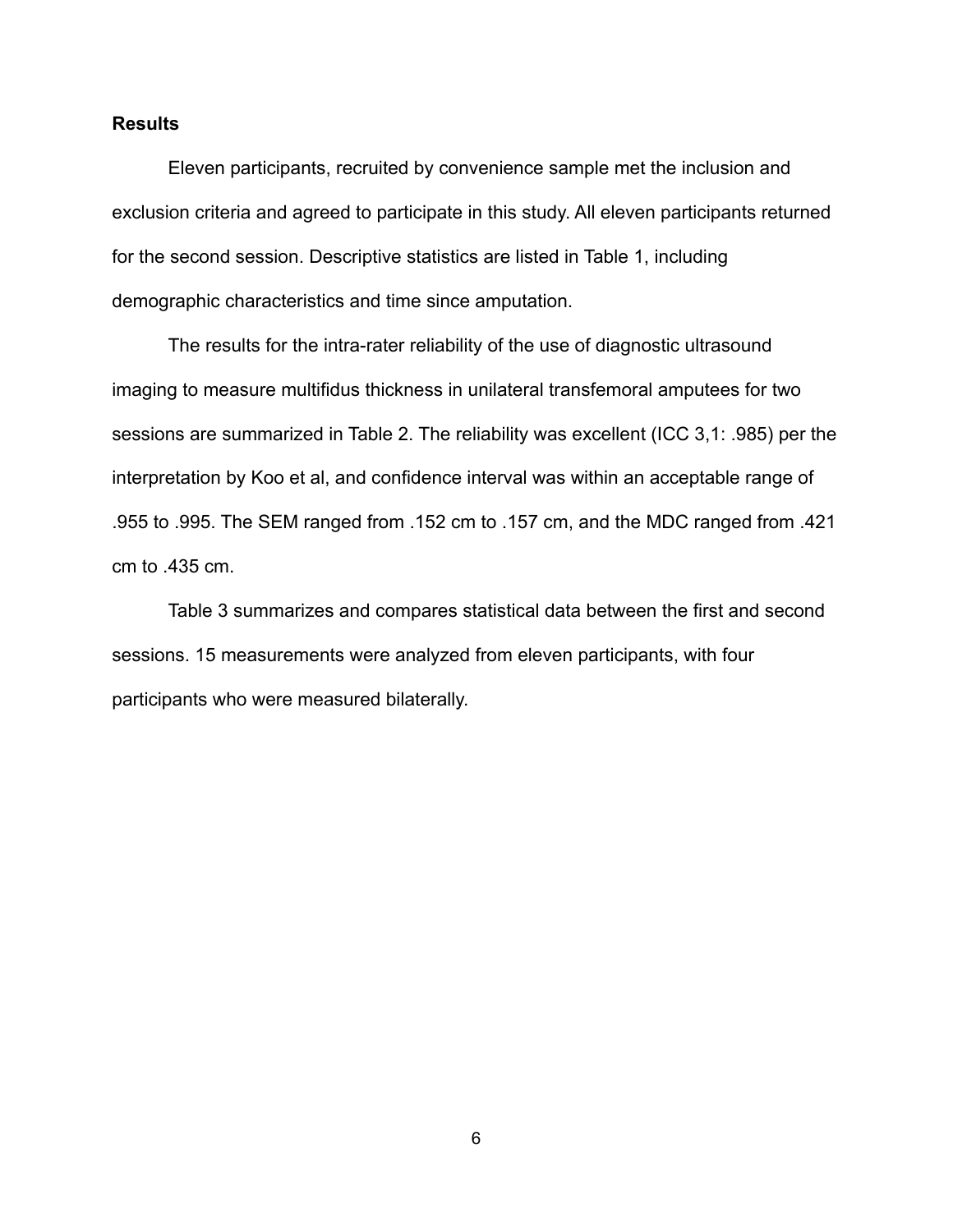**Results**

Eleven participants, recruited by convenience sample met the inclusion and exclusion criteria and agreed to participate in this study. All eleven participants returned for the second session. Descriptive statistics are listed in Table 1, including demographic characteristics and time since amputation.

The results for the intra-rater reliability of the use of diagnostic ultrasound imaging to measure multifidus thickness in unilateral transfemoral amputees for two sessions are summarized in Table 2. The reliability was excellent (ICC 3,1: .985) per the interpretation by Koo et al, and confidence interval was within an acceptable range of .955 to .995. The SEM ranged from .152 cm to .157 cm, and the MDC ranged from .421 cm to .435 cm.

Table 3 summarizes and compares statistical data between the first and second sessions. 15 measurements were analyzed from eleven participants, with four participants who were measured bilaterally.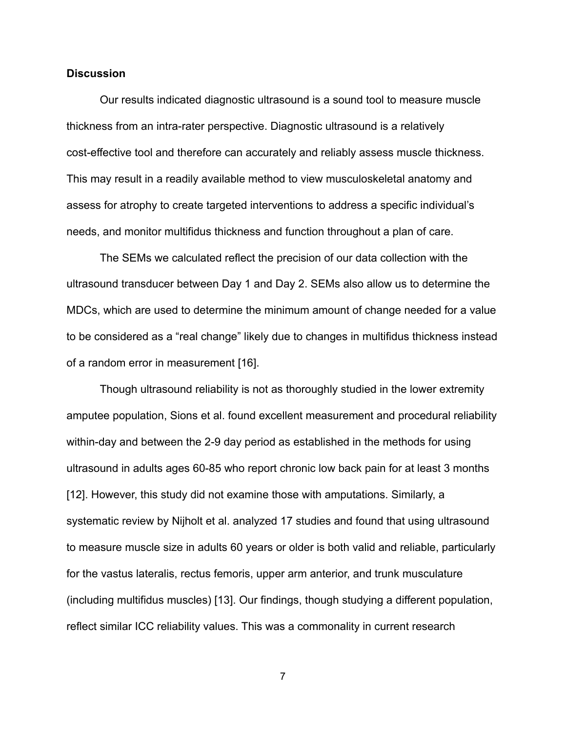## Discussion

Our results indicated diagnostic ultrasound is a sound tool to measure muscle thickness from an intra-rater perspective. Diagnostic ultrasound is a relatively cost-effective tool and therefore can accurately and reliably assess muscle thickness. This may result in a readily available method to view musculoskeletal anatomy and assess for atrophy to create targeted interventions to address a specific individual's needs, and monitor multifidus thickness and function throughout a plan of care.

The SEMs we calculated reflect the precision of our data collection with the ultrasound transducer between Day 1 and Day 2. SEMs also allow us to determine the MDCs, which are used to determine the minimum amount of change needed for a value to be considered as a "real change" likely due to changes in multifidus thickness instead of a random error in measurement [16].

Though ultrasound reliability is not as thoroughly studied in the lower extremity amputee population, Sions et al. found excellent measurement and procedural reliability within-day and between the 2-9 day period as established in the methods for using ultrasound in adults ages 60-85 who report chronic low back pain for at least 3 months [12]. However, this study did not examine those with amputations. Similarly, a systematic review by Nijholt et al. analyzed 17 studies and found that using ultrasound to measure muscle size in adults 60 years or older is both valid and reliable, particularly for the vastus lateralis, rectus femoris, upper arm anterior, and trunk musculature (including multifidus muscles) [13]. Our findings, though studying a different population, reflect similar ICC reliability values. This was a commonality in current research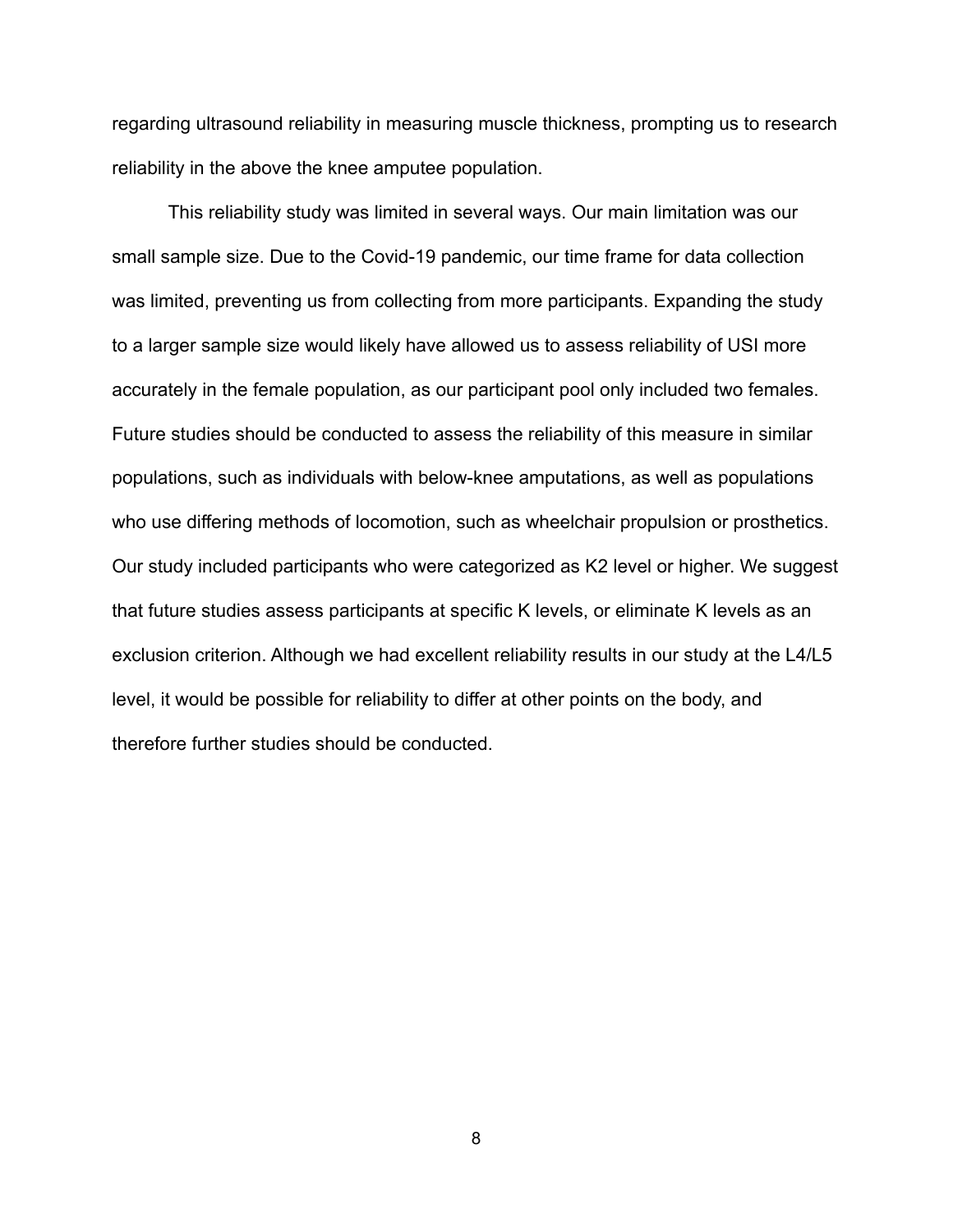regarding ultrasound reliability in measuring muscle thickness, prompting us to research reliability in the above the knee amputee population.

This reliability study was limited in several ways. Our main limitation was our small sample size. Due to the Covid-19 pandemic, our time frame for data collection was limited, preventing us from collecting from more participants. Expanding the study to a larger sample size would likely have allowed us to assess reliability of USI more accurately in the female population, as our participant pool only included two females. Future studies should be conducted to assess the reliability of this measure in similar populations, such as individuals with below-knee amputations, as well as populations who use differing methods of locomotion, such as wheelchair propulsion or prosthetics. Our study included participants who were categorized as K2 level or higher. We suggest that future studies assess participants at specific K levels, or eliminate K levels as an exclusion criterion. Although we had excellent reliability results in our study at the L4/L5 level, it would be possible for reliability to differ at other points on the body, and therefore further studies should be conducted.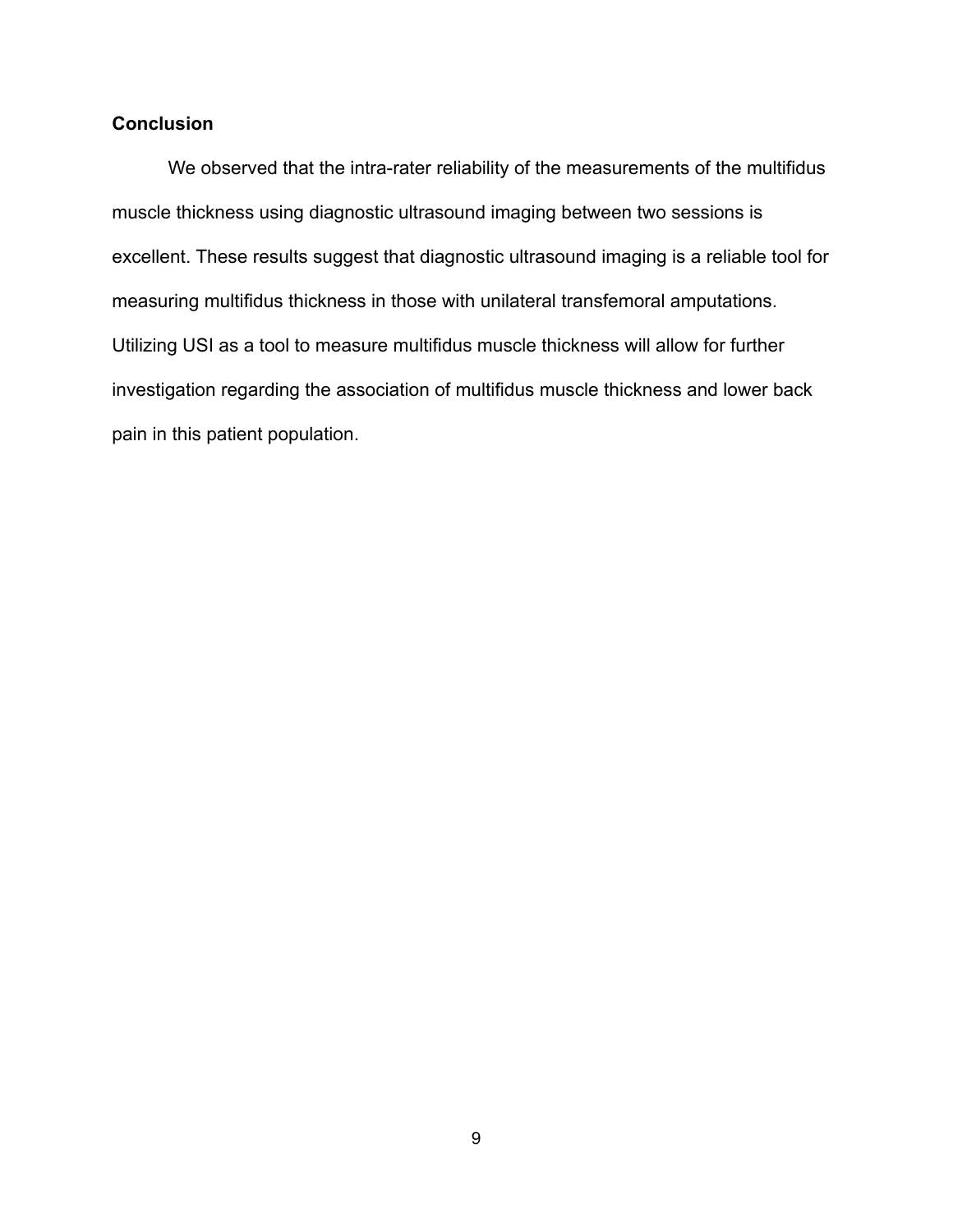## Conclusion

We observed that the intra-rater reliability of the measurements of the multifidus muscle thickness using diagnostic ultrasound imaging between two sessions is excellent. These results suggest that diagnostic ultrasound imaging is a reliable tool for measuring multifidus thickness in those with unilateral transfemoral amputations. Utilizing USI as a tool to measure multifidus muscle thickness will allow for further investigation regarding the association of multifidus muscle thickness and lower back pain in this patient population.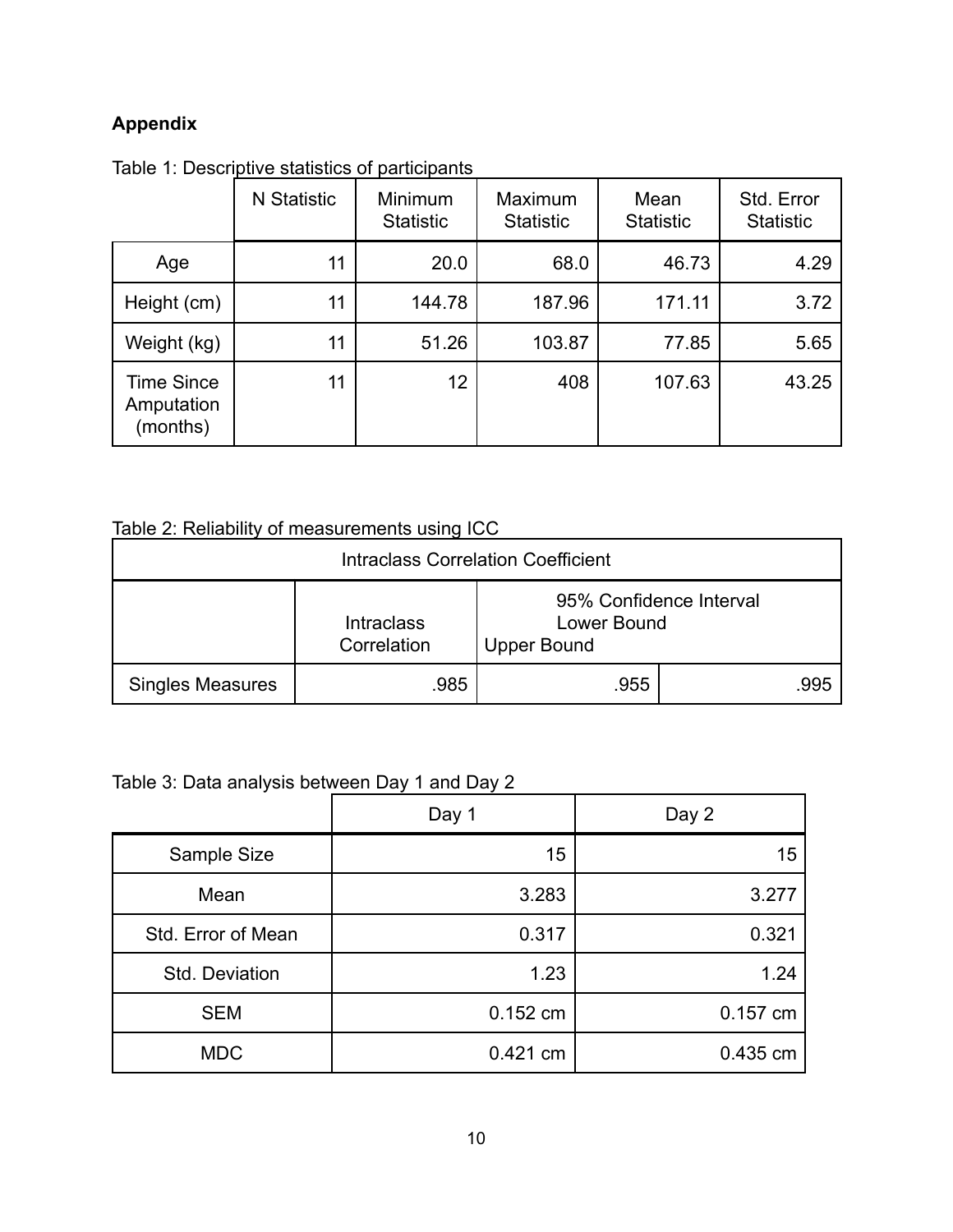## Appendix

Table 1: Descriptive statistics of participants

| | N Statistic | Minimum Statistic | Maximum Statistic | Mean Statistic | Std. Error Statistic |
|---|---|---|---|---|---|
| Age | 11 | 20.0 | 68.0 | 46.73 | 4.29 |
| Height (cm) | 11 | 144.78 | 187.96 | 171.11 | 3.72 |
| Weight (kg) | 11 | 51.26 | 103.87 | 77.85 | 5.65 |
| Time Since Amputation (months) | 11 | 12 | 408 | 107.63 | 43.25 |

Table 2: Reliability of measurements using ICC

| Intraclass Correlation Coefficient | | | |
|---|---|---|---|
| | Intraclass Correlation | 95% Confidence Interval Lower Bound | Upper Bound |
| Singles Measures | .985 | .955 | .995 |

Table 3: Data analysis between Day 1 and Day 2

| | Day 1 | Day 2 |
|---|---|---|
| Sample Size | 15 | 15 |
| Mean | 3.283 | 3.277 |
| Std. Error of Mean | 0.317 | 0.321 |
| Std. Deviation | 1.23 | 1.24 |
| SEM | 0.152 cm | 0.157 cm |
| MDC | 0.421 cm | 0.435 cm |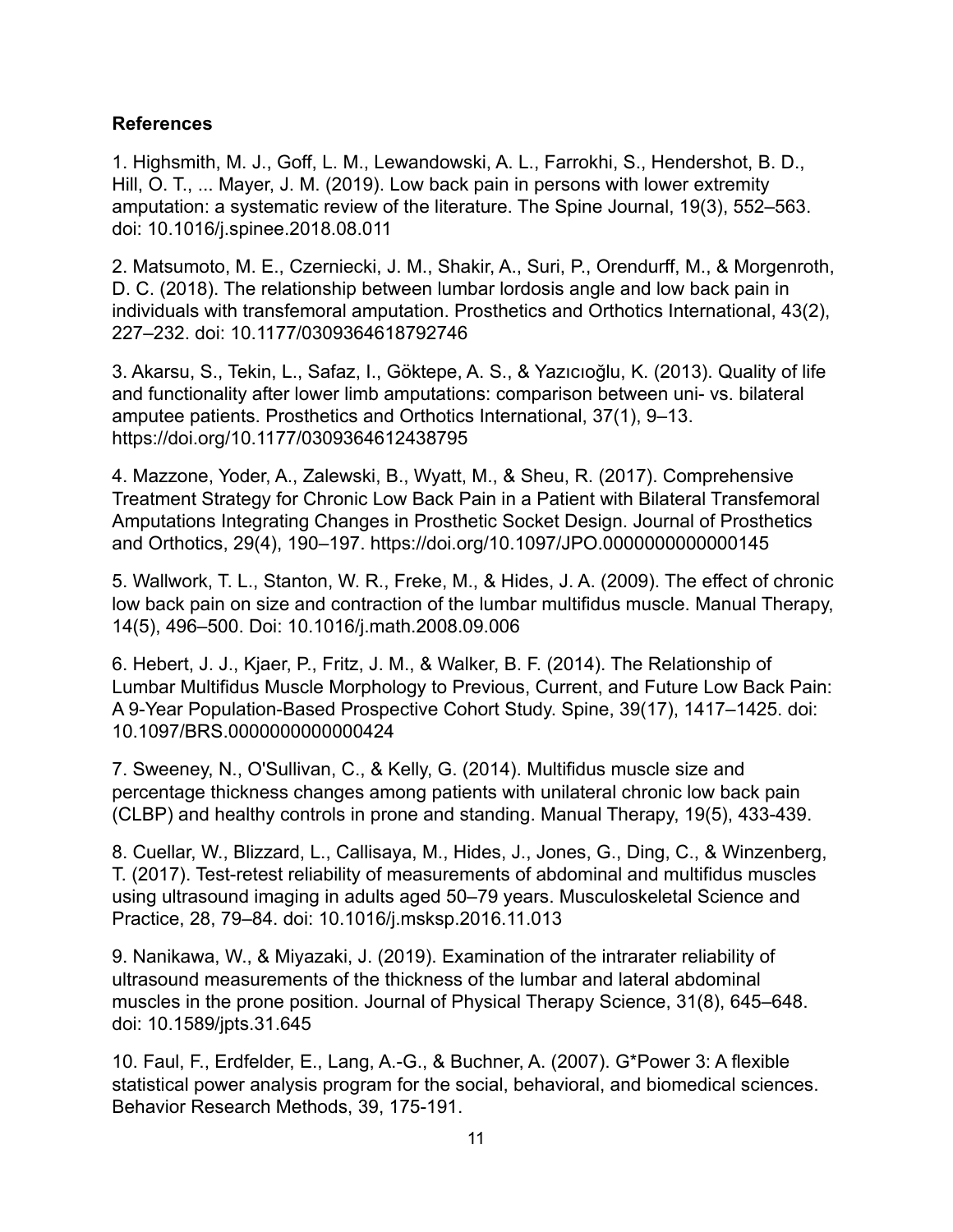**References**

1. Highsmith, M. J., Goff, L. M., Lewandowski, A. L., Farrokhi, S., Hendershot, B. D., Hill, O. T., ... Mayer, J. M. (2019). Low back pain in persons with lower extremity amputation: a systematic review of the literature. The Spine Journal, 19(3), 552–563. doi: 10.1016/j.spinee.2018.08.011

2. Matsumoto, M. E., Czerniecki, J. M., Shakir, A., Suri, P., Orendurff, M., & Morgenroth, D. C. (2018). The relationship between lumbar lordosis angle and low back pain in individuals with transfemoral amputation. Prosthetics and Orthotics International, 43(2), 227–232. doi: 10.1177/0309364618792746

3. Akarsu, S., Tekin, L., Safaz, I., Göktepe, A. S., & Yazıcıoğlu, K. (2013). Quality of life and functionality after lower limb amputations: comparison between uni- vs. bilateral amputee patients. Prosthetics and Orthotics International, 37(1), 9–13. https://doi.org/10.1177/0309364612438795

4. Mazzone, Yoder, A., Zalewski, B., Wyatt, M., & Sheu, R. (2017). Comprehensive Treatment Strategy for Chronic Low Back Pain in a Patient with Bilateral Transfemoral Amputations Integrating Changes in Prosthetic Socket Design. Journal of Prosthetics and Orthotics, 29(4), 190–197. https://doi.org/10.1097/JPO.0000000000000145

5. Wallwork, T. L., Stanton, W. R., Freke, M., & Hides, J. A. (2009). The effect of chronic low back pain on size and contraction of the lumbar multifidus muscle. Manual Therapy, 14(5), 496–500. Doi: 10.1016/j.math.2008.09.006

6. Hebert, J. J., Kjaer, P., Fritz, J. M., & Walker, B. F. (2014). The Relationship of Lumbar Multifidus Muscle Morphology to Previous, Current, and Future Low Back Pain: A 9-Year Population-Based Prospective Cohort Study. Spine, 39(17), 1417–1425. doi: 10.1097/BRS.0000000000000424

7. Sweeney, N., O'Sullivan, C., & Kelly, G. (2014). Multifidus muscle size and percentage thickness changes among patients with unilateral chronic low back pain (CLBP) and healthy controls in prone and standing. Manual Therapy, 19(5), 433-439.

8. Cuellar, W., Blizzard, L., Callisaya, M., Hides, J., Jones, G., Ding, C., & Winzenberg, T. (2017). Test-retest reliability of measurements of abdominal and multifidus muscles using ultrasound imaging in adults aged 50–79 years. Musculoskeletal Science and Practice, 28, 79–84. doi: 10.1016/j.msksp.2016.11.013

9. Nanikawa, W., & Miyazaki, J. (2019). Examination of the intrarater reliability of ultrasound measurements of the thickness of the lumbar and lateral abdominal muscles in the prone position. Journal of Physical Therapy Science, 31(8), 645–648. doi: 10.1589/jpts.31.645

10. Faul, F., Erdfelder, E., Lang, A.-G., & Buchner, A. (2007). G*Power 3: A flexible statistical power analysis program for the social, behavioral, and biomedical sciences. Behavior Research Methods, 39, 175-191.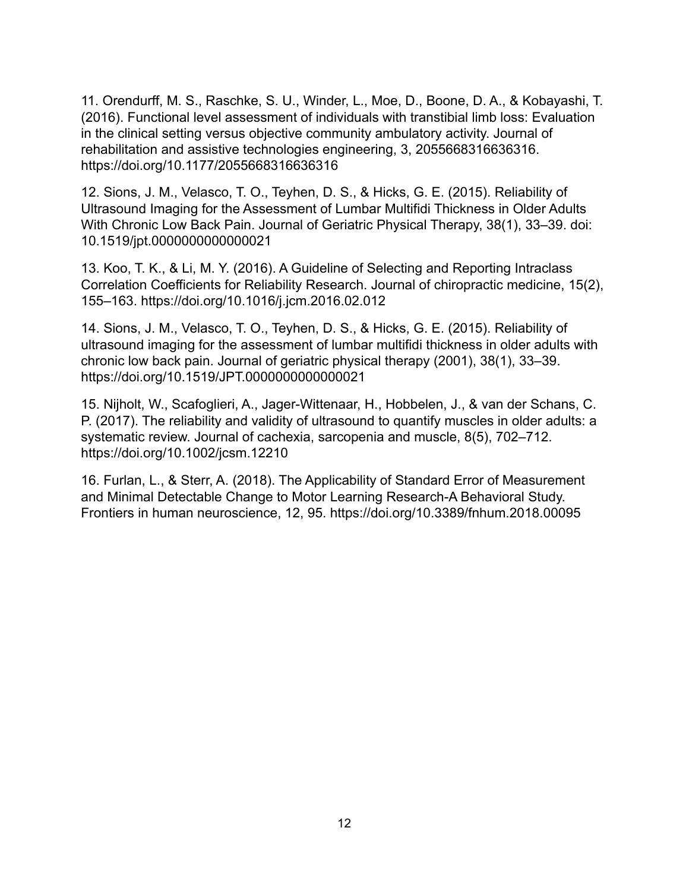11. Orendurff, M. S., Raschke, S. U., Winder, L., Moe, D., Boone, D. A., & Kobayashi, T. (2016). Functional level assessment of individuals with transtibial limb loss: Evaluation in the clinical setting versus objective community ambulatory activity. Journal of rehabilitation and assistive technologies engineering, 3, 2055668316636316. https://doi.org/10.1177/2055668316636316

12. Sions, J. M., Velasco, T. O., Teyhen, D. S., & Hicks, G. E. (2015). Reliability of Ultrasound Imaging for the Assessment of Lumbar Multifidi Thickness in Older Adults With Chronic Low Back Pain. Journal of Geriatric Physical Therapy, 38(1), 33–39. doi: 10.1519/jpt.0000000000000021

13. Koo, T. K., & Li, M. Y. (2016). A Guideline of Selecting and Reporting Intraclass Correlation Coefficients for Reliability Research. Journal of chiropractic medicine, 15(2), 155–163. https://doi.org/10.1016/j.jcm.2016.02.012

14. Sions, J. M., Velasco, T. O., Teyhen, D. S., & Hicks, G. E. (2015). Reliability of ultrasound imaging for the assessment of lumbar multifidi thickness in older adults with chronic low back pain. Journal of geriatric physical therapy (2001), 38(1), 33–39. https://doi.org/10.1519/JPT.0000000000000021

15. Nijholt, W., Scafoglieri, A., Jager-Wittenaar, H., Hobbelen, J., & van der Schans, C. P. (2017). The reliability and validity of ultrasound to quantify muscles in older adults: a systematic review. Journal of cachexia, sarcopenia and muscle, 8(5), 702–712. https://doi.org/10.1002/jcsm.12210

16. Furlan, L., & Sterr, A. (2018). The Applicability of Standard Error of Measurement and Minimal Detectable Change to Motor Learning Research-A Behavioral Study. Frontiers in human neuroscience, 12, 95. https://doi.org/10.3389/fnhum.2018.00095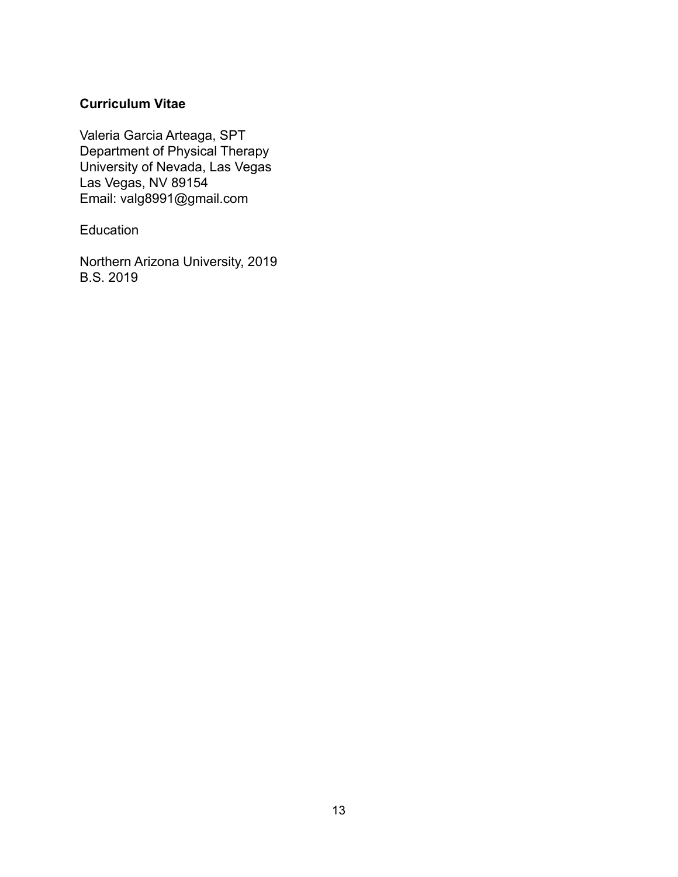**Curriculum Vitae**

Valeria Garcia Arteaga, SPT
Department of Physical Therapy
University of Nevada, Las Vegas
Las Vegas, NV 89154
Email: valg8991@gmail.com

Education

Northern Arizona University, 2019
B.S. 2019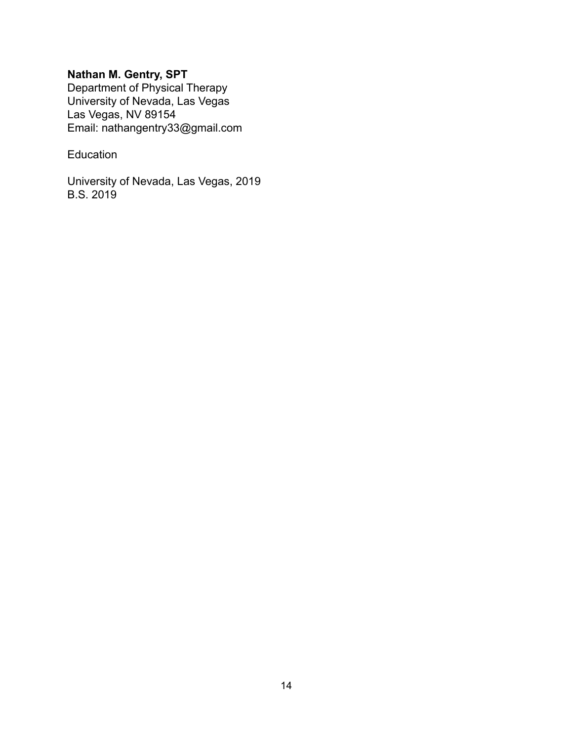**Nathan M. Gentry, SPT**
Department of Physical Therapy
University of Nevada, Las Vegas
Las Vegas, NV 89154
Email: nathangentry33@gmail.com

Education

University of Nevada, Las Vegas, 2019
B.S. 2019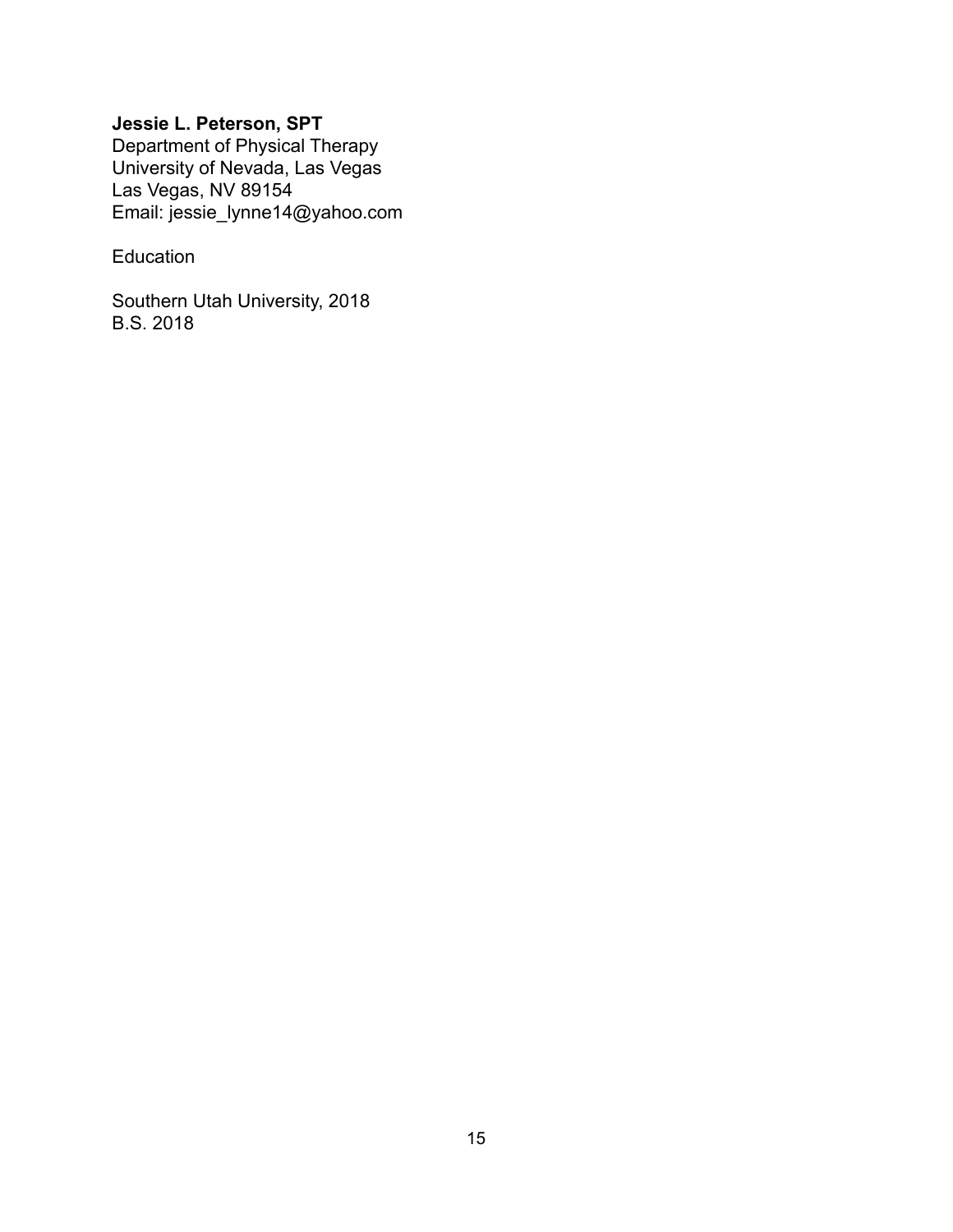**Jessie L. Peterson, SPT**
Department of Physical Therapy
University of Nevada, Las Vegas
Las Vegas, NV 89154
Email: jessie_lynne14@yahoo.com

Education

Southern Utah University, 2018
B.S. 2018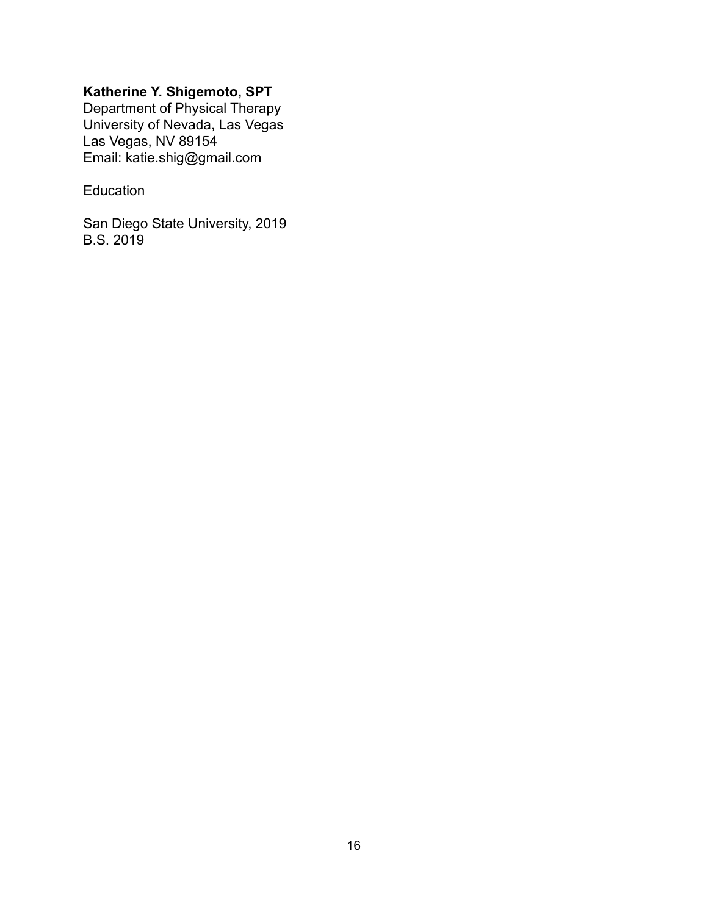**Katherine Y. Shigemoto, SPT**
Department of Physical Therapy
University of Nevada, Las Vegas
Las Vegas, NV 89154
Email: katie.shig@gmail.com

Education

San Diego State University, 2019
B.S. 2019